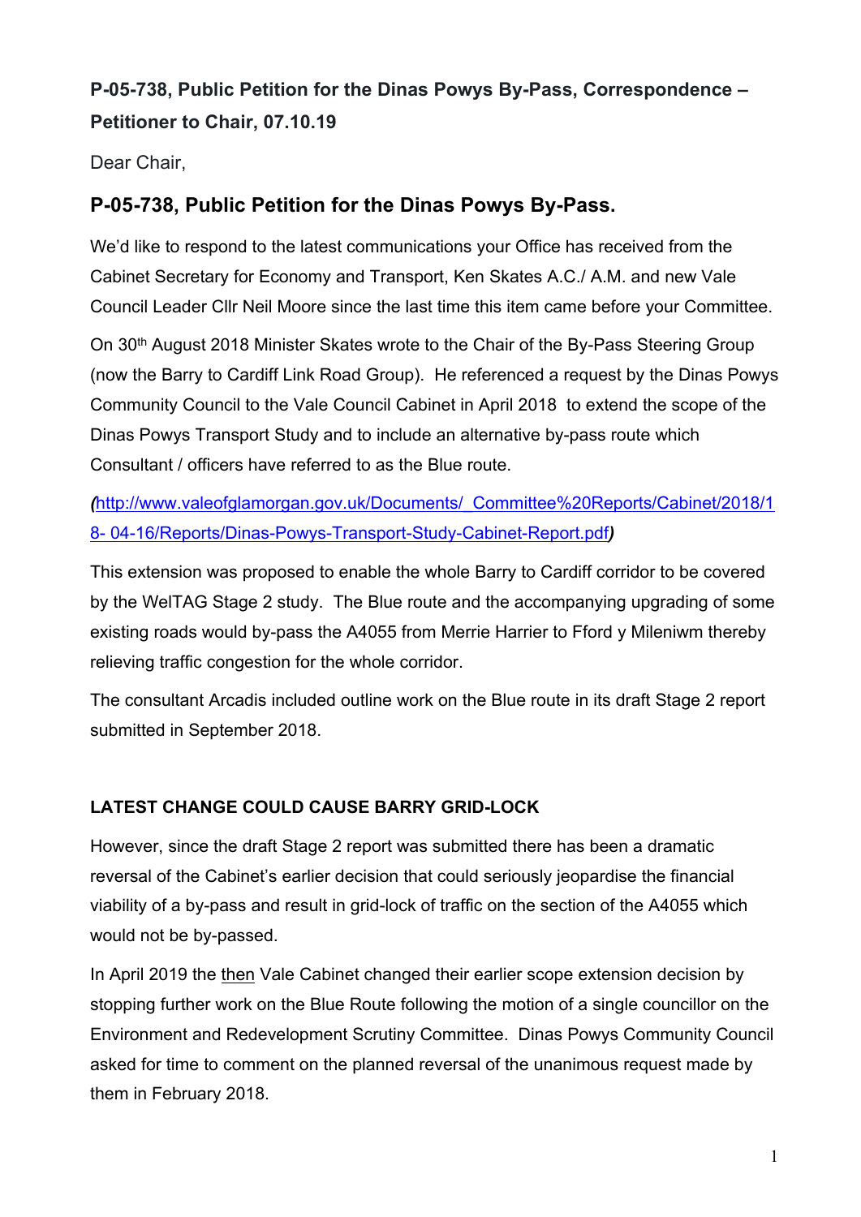**P-05-738, Public Petition for the Dinas Powys By-Pass, Correspondence – Petitioner to Chair, 07.10.19**

Dear Chair,

## P-05-738, Public Petition for the Dinas Powys By-Pass.

We'd like to respond to the latest communications your Office has received from the Cabinet Secretary for Economy and Transport, Ken Skates A.C./ A.M. and new Vale Council Leader Cllr Neil Moore since the last time this item came before your Committee.

On 30th August 2018 Minister Skates wrote to the Chair of the By-Pass Steering Group (now the Barry to Cardiff Link Road Group). He referenced a request by the Dinas Powys Community Council to the Vale Council Cabinet in April 2018 to extend the scope of the Dinas Powys Transport Study and to include an alternative by-pass route which Consultant / officers have referred to as the Blue route.

***(**[http://www.valeofglamorgan.gov.uk/Documents/_Committee%20Reports/Cabinet/2018/18- 04-16/Reports/Dinas-Powys-Transport-Study-Cabinet-Report.pdf](http://www.valeofglamorgan.gov.uk/Documents/_Committee%20Reports/Cabinet/2018/18-04-16/Reports/Dinas-Powys-Transport-Study-Cabinet-Report.pdf)***)***

This extension was proposed to enable the whole Barry to Cardiff corridor to be covered by the WelTAG Stage 2 study. The Blue route and the accompanying upgrading of some existing roads would by-pass the A4055 from Merrie Harrier to Fford y Mileniwm thereby relieving traffic congestion for the whole corridor.

The consultant Arcadis included outline work on the Blue route in its draft Stage 2 report submitted in September 2018.

**LATEST CHANGE COULD CAUSE BARRY GRID-LOCK**

However, since the draft Stage 2 report was submitted there has been a dramatic reversal of the Cabinet's earlier decision that could seriously jeopardise the financial viability of a by-pass and result in grid-lock of traffic on the section of the A4055 which would not be by-passed.

In April 2019 the then Vale Cabinet changed their earlier scope extension decision by stopping further work on the Blue Route following the motion of a single councillor on the Environment and Redevelopment Scrutiny Committee. Dinas Powys Community Council asked for time to comment on the planned reversal of the unanimous request made by them in February 2018.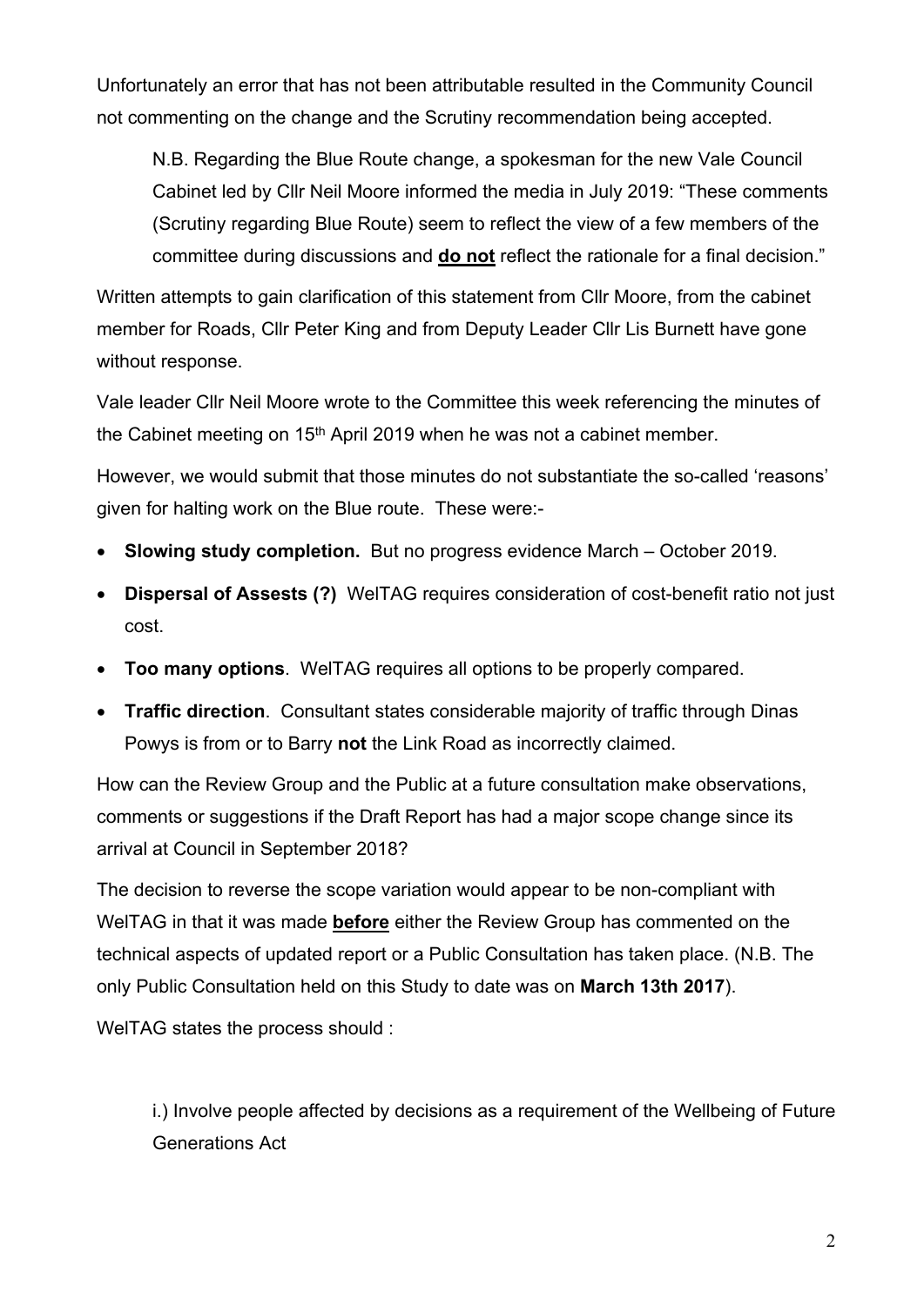Unfortunately an error that has not been attributable resulted in the Community Council not commenting on the change and the Scrutiny recommendation being accepted.

> N.B. Regarding the Blue Route change, a spokesman for the new Vale Council Cabinet led by Cllr Neil Moore informed the media in July 2019: "These comments (Scrutiny regarding Blue Route) seem to reflect the view of a few members of the committee during discussions and **do not** reflect the rationale for a final decision."

Written attempts to gain clarification of this statement from Cllr Moore, from the cabinet member for Roads, Cllr Peter King and from Deputy Leader Cllr Lis Burnett have gone without response.

Vale leader Cllr Neil Moore wrote to the Committee this week referencing the minutes of the Cabinet meeting on 15th April 2019 when he was not a cabinet member.

However, we would submit that those minutes do not substantiate the so-called 'reasons' given for halting work on the Blue route. These were:-

- **Slowing study completion.** But no progress evidence March – October 2019.
- **Dispersal of Assests (?)** WelTAG requires consideration of cost-benefit ratio not just cost.
- **Too many options**. WelTAG requires all options to be properly compared.
- **Traffic direction**. Consultant states considerable majority of traffic through Dinas Powys is from or to Barry **not** the Link Road as incorrectly claimed.

How can the Review Group and the Public at a future consultation make observations, comments or suggestions if the Draft Report has had a major scope change since its arrival at Council in September 2018?

The decision to reverse the scope variation would appear to be non-compliant with WelTAG in that it was made **before** either the Review Group has commented on the technical aspects of updated report or a Public Consultation has taken place. (N.B. The only Public Consultation held on this Study to date was on **March 13th 2017**).

WelTAG states the process should :

> i.) Involve people affected by decisions as a requirement of the Wellbeing of Future Generations Act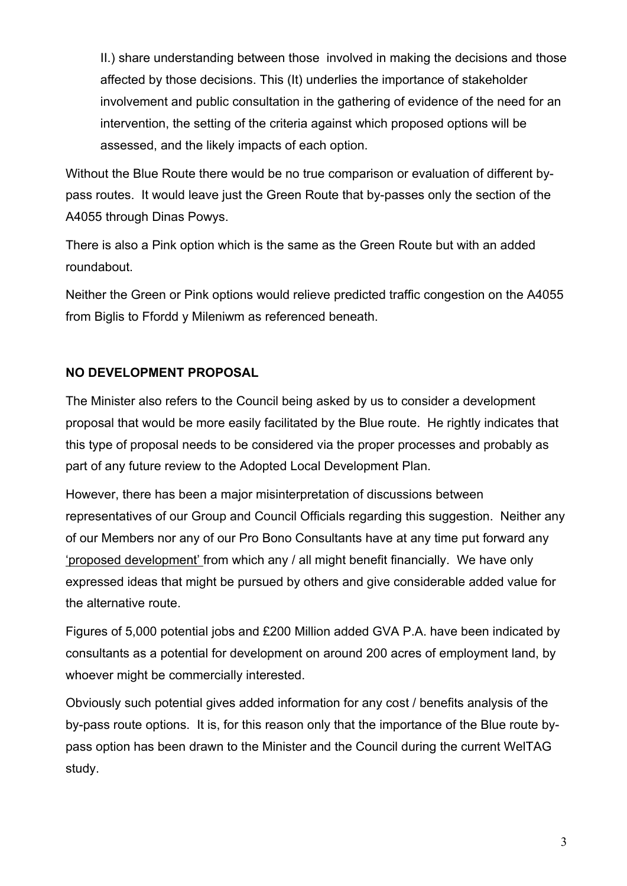II.) share understanding between those involved in making the decisions and those affected by those decisions. This (It) underlies the importance of stakeholder involvement and public consultation in the gathering of evidence of the need for an intervention, the setting of the criteria against which proposed options will be assessed, and the likely impacts of each option.

Without the Blue Route there would be no true comparison or evaluation of different by-pass routes. It would leave just the Green Route that by-passes only the section of the A4055 through Dinas Powys.

There is also a Pink option which is the same as the Green Route but with an added roundabout.

Neither the Green or Pink options would relieve predicted traffic congestion on the A4055 from Biglis to Ffordd y Mileniwm as referenced beneath.

**NO DEVELOPMENT PROPOSAL**

The Minister also refers to the Council being asked by us to consider a development proposal that would be more easily facilitated by the Blue route. He rightly indicates that this type of proposal needs to be considered via the proper processes and probably as part of any future review to the Adopted Local Development Plan.

However, there has been a major misinterpretation of discussions between representatives of our Group and Council Officials regarding this suggestion. Neither any of our Members nor any of our Pro Bono Consultants have at any time put forward any 'proposed development' from which any / all might benefit financially. We have only expressed ideas that might be pursued by others and give considerable added value for the alternative route.

Figures of 5,000 potential jobs and £200 Million added GVA P.A. have been indicated by consultants as a potential for development on around 200 acres of employment land, by whoever might be commercially interested.

Obviously such potential gives added information for any cost / benefits analysis of the by-pass route options. It is, for this reason only that the importance of the Blue route by-pass option has been drawn to the Minister and the Council during the current WelTAG study.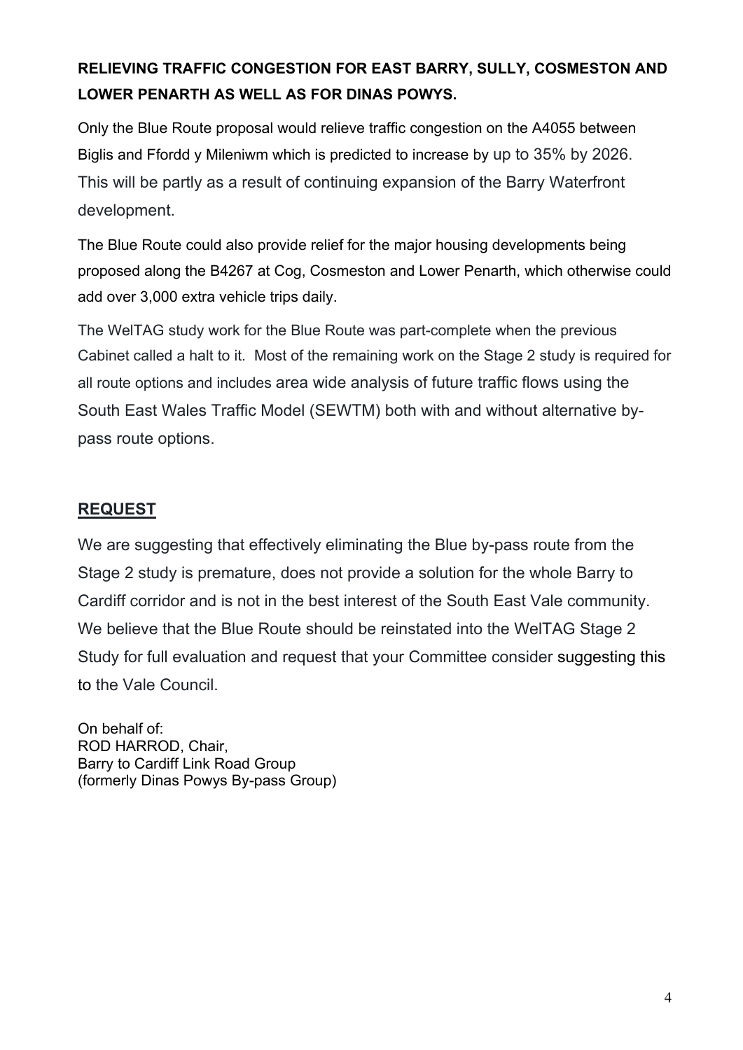**RELIEVING TRAFFIC CONGESTION FOR EAST BARRY, SULLY, COSMESTON AND LOWER PENARTH AS WELL AS FOR DINAS POWYS.**

Only the Blue Route proposal would relieve traffic congestion on the A4055 between Biglis and Ffordd y Mileniwm which is predicted to increase by up to 35% by 2026. This will be partly as a result of continuing expansion of the Barry Waterfront development.

The Blue Route could also provide relief for the major housing developments being proposed along the B4267 at Cog, Cosmeston and Lower Penarth, which otherwise could add over 3,000 extra vehicle trips daily.

The WelTAG study work for the Blue Route was part-complete when the previous Cabinet called a halt to it. Most of the remaining work on the Stage 2 study is required for all route options and includes area wide analysis of future traffic flows using the South East Wales Traffic Model (SEWTM) both with and without alternative by-pass route options.

## REQUEST

We are suggesting that effectively eliminating the Blue by-pass route from the Stage 2 study is premature, does not provide a solution for the whole Barry to Cardiff corridor and is not in the best interest of the South East Vale community. We believe that the Blue Route should be reinstated into the WelTAG Stage 2 Study for full evaluation and request that your Committee consider suggesting this to the Vale Council.

On behalf of:
ROD HARROD, Chair,
Barry to Cardiff Link Road Group
(formerly Dinas Powys By-pass Group)